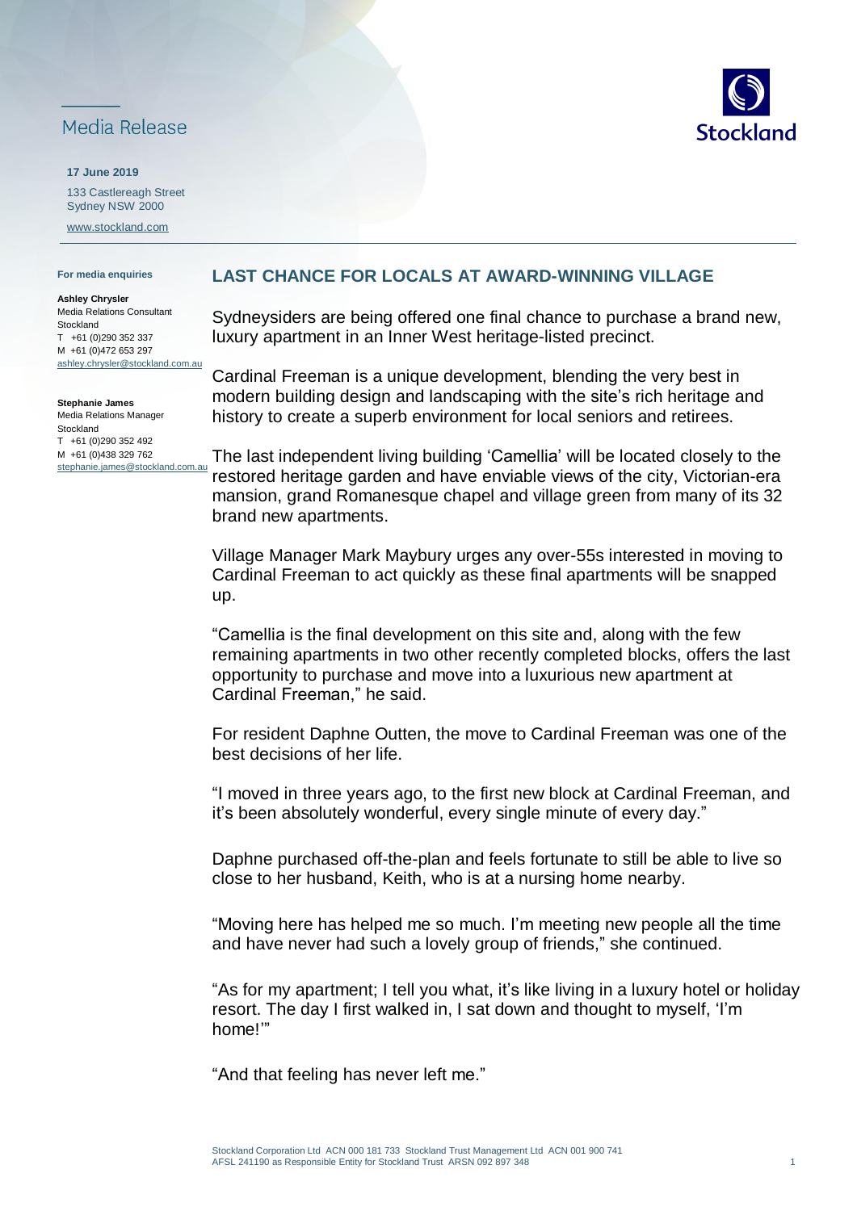Media Release

**17 June 2019**

133 Castlereagh Street
Sydney NSW 2000

www.stockland.com

**For media enquiries**

**Ashley Chrysler**
Media Relations Consultant
Stockland
T +61 (0)290 352 337
M +61 (0)472 653 297
ashley.chrysler@stockland.com.au

**Stephanie James**
Media Relations Manager
Stockland
T +61 (0)290 352 492
M +61 (0)438 329 762
stephanie.james@stockland.com.au

## LAST CHANCE FOR LOCALS AT AWARD-WINNING VILLAGE

Sydneysiders are being offered one final chance to purchase a brand new, luxury apartment in an Inner West heritage-listed precinct.

Cardinal Freeman is a unique development, blending the very best in modern building design and landscaping with the site's rich heritage and history to create a superb environment for local seniors and retirees.

The last independent living building 'Camellia' will be located closely to the restored heritage garden and have enviable views of the city, Victorian-era mansion, grand Romanesque chapel and village green from many of its 32 brand new apartments.

Village Manager Mark Maybury urges any over-55s interested in moving to Cardinal Freeman to act quickly as these final apartments will be snapped up.

"Camellia is the final development on this site and, along with the few remaining apartments in two other recently completed blocks, offers the last opportunity to purchase and move into a luxurious new apartment at Cardinal Freeman," he said.

For resident Daphne Outten, the move to Cardinal Freeman was one of the best decisions of her life.

"I moved in three years ago, to the first new block at Cardinal Freeman, and it's been absolutely wonderful, every single minute of every day."

Daphne purchased off-the-plan and feels fortunate to still be able to live so close to her husband, Keith, who is at a nursing home nearby.

"Moving here has helped me so much. I'm meeting new people all the time and have never had such a lovely group of friends," she continued.

"As for my apartment; I tell you what, it's like living in a luxury hotel or holiday resort. The day I first walked in, I sat down and thought to myself, 'I'm home!'"

"And that feeling has never left me."

Stockland Corporation Ltd ACN 000 181 733 Stockland Trust Management Ltd ACN 001 900 741
AFSL 241190 as Responsible Entity for Stockland Trust ARSN 092 897 348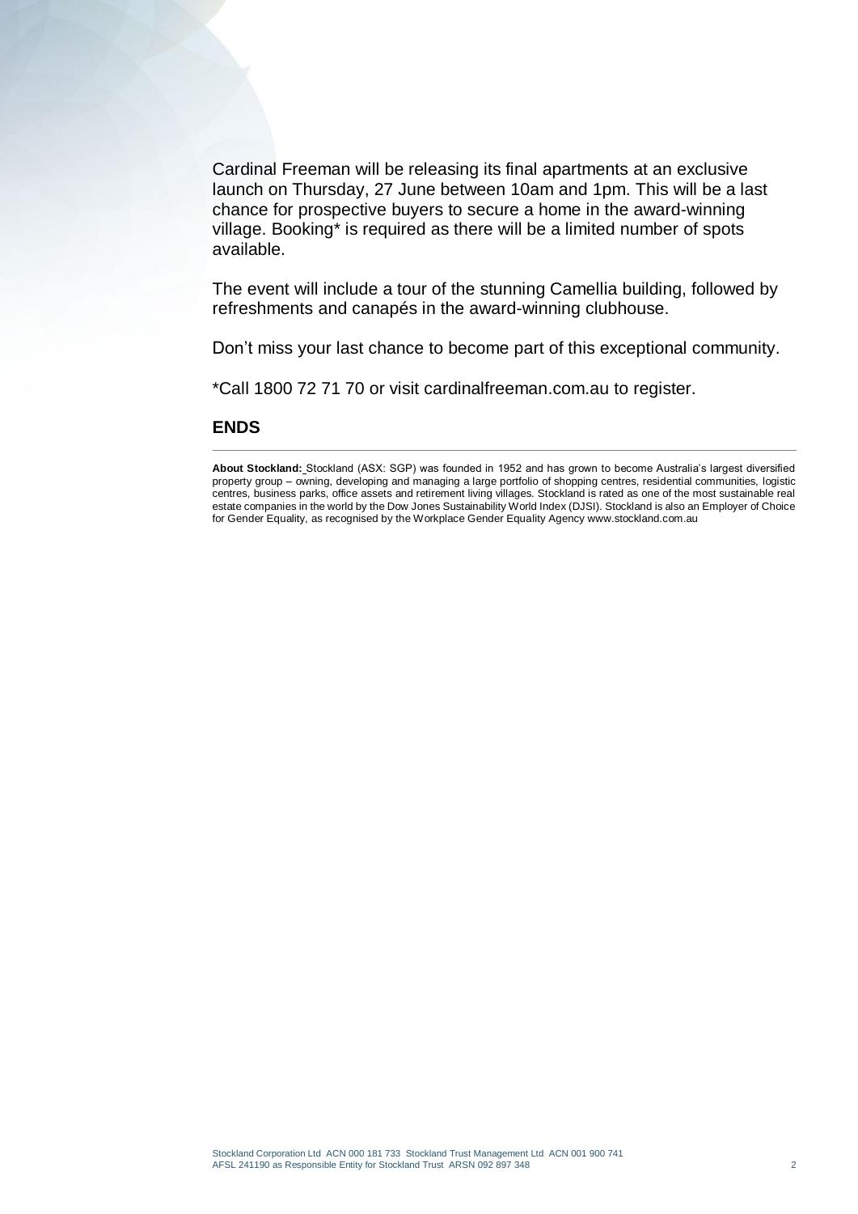Cardinal Freeman will be releasing its final apartments at an exclusive launch on Thursday, 27 June between 10am and 1pm. This will be a last chance for prospective buyers to secure a home in the award-winning village. Booking* is required as there will be a limited number of spots available.

The event will include a tour of the stunning Camellia building, followed by refreshments and canapés in the award-winning clubhouse.

Don't miss your last chance to become part of this exceptional community.

*Call 1800 72 71 70 or visit cardinalfreeman.com.au to register.

**ENDS**

---

**About Stockland:** Stockland (ASX: SGP) was founded in 1952 and has grown to become Australia's largest diversified property group – owning, developing and managing a large portfolio of shopping centres, residential communities, logistic centres, business parks, office assets and retirement living villages. Stockland is rated as one of the most sustainable real estate companies in the world by the Dow Jones Sustainability World Index (DJSI). Stockland is also an Employer of Choice for Gender Equality, as recognised by the Workplace Gender Equality Agency www.stockland.com.au